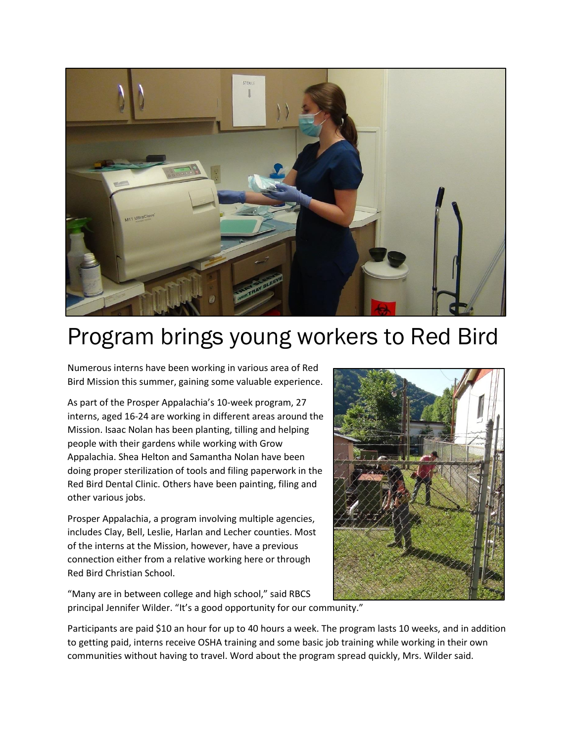# Program brings young workers to Red Bird

Numerous interns have been working in various area of Red Bird Mission this summer, gaining some valuable experience.

As part of the Prosper Appalachia's 10-week program, 27 interns, aged 16-24 are working in different areas around the Mission. Isaac Nolan has been planting, tilling and helping people with their gardens while working with Grow Appalachia. Shea Helton and Samantha Nolan have been doing proper sterilization of tools and filing paperwork in the Red Bird Dental Clinic. Others have been painting, filing and other various jobs.

Prosper Appalachia, a program involving multiple agencies, includes Clay, Bell, Leslie, Harlan and Lecher counties. Most of the interns at the Mission, however, have a previous connection either from a relative working here or through Red Bird Christian School.

"Many are in between college and high school," said RBCS principal Jennifer Wilder. "It's a good opportunity for our community."

Participants are paid $10 an hour for up to 40 hours a week. The program lasts 10 weeks, and in addition to getting paid, interns receive OSHA training and some basic job training while working in their own communities without having to travel. Word about the program spread quickly, Mrs. Wilder said.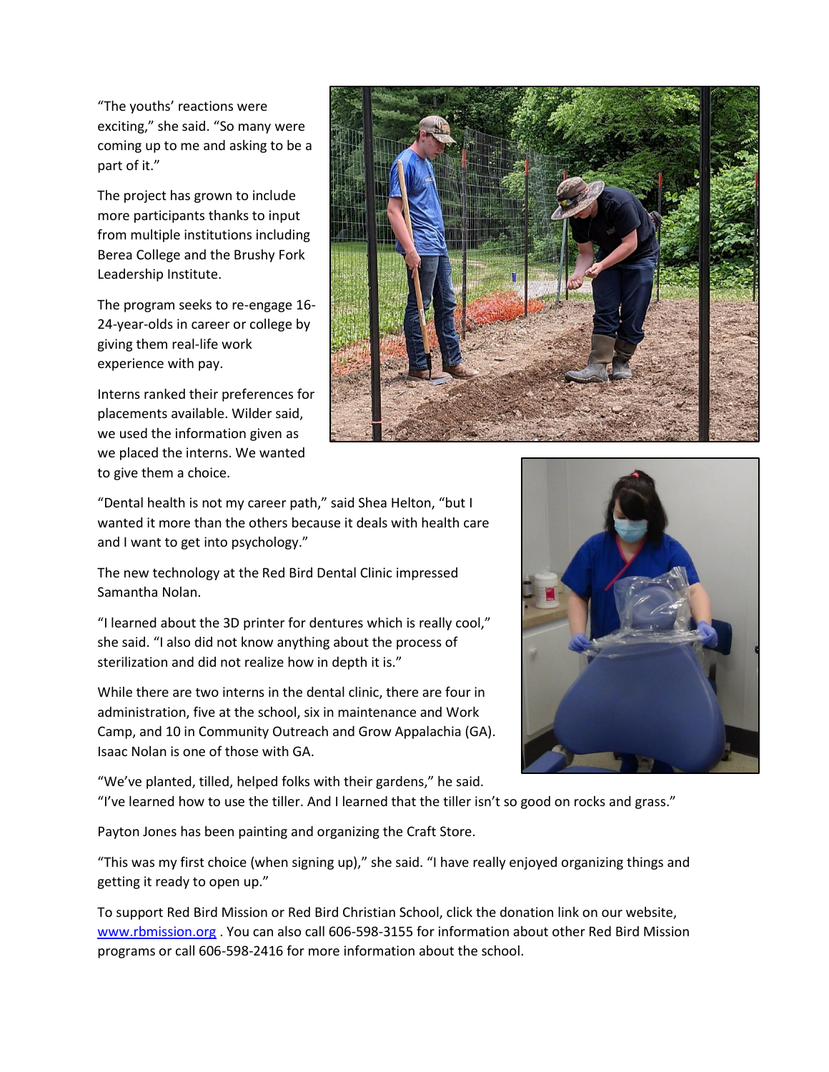"The youths' reactions were exciting," she said. "So many were coming up to me and asking to be a part of it."

The project has grown to include more participants thanks to input from multiple institutions including Berea College and the Brushy Fork Leadership Institute.

The program seeks to re-engage 16-24-year-olds in career or college by giving them real-life work experience with pay.

Interns ranked their preferences for placements available. Wilder said, we used the information given as we placed the interns. We wanted to give them a choice.

"Dental health is not my career path," said Shea Helton, "but I wanted it more than the others because it deals with health care and I want to get into psychology."

The new technology at the Red Bird Dental Clinic impressed Samantha Nolan.

"I learned about the 3D printer for dentures which is really cool," she said. "I also did not know anything about the process of sterilization and did not realize how in depth it is."

While there are two interns in the dental clinic, there are four in administration, five at the school, six in maintenance and Work Camp, and 10 in Community Outreach and Grow Appalachia (GA). Isaac Nolan is one of those with GA.

"We've planted, tilled, helped folks with their gardens," he said. "I've learned how to use the tiller. And I learned that the tiller isn't so good on rocks and grass."

Payton Jones has been painting and organizing the Craft Store.

"This was my first choice (when signing up)," she said. "I have really enjoyed organizing things and getting it ready to open up."

To support Red Bird Mission or Red Bird Christian School, click the donation link on our website, [www.rbmission.org](http://www.rbmission.org) . You can also call 606-598-3155 for information about other Red Bird Mission programs or call 606-598-2416 for more information about the school.